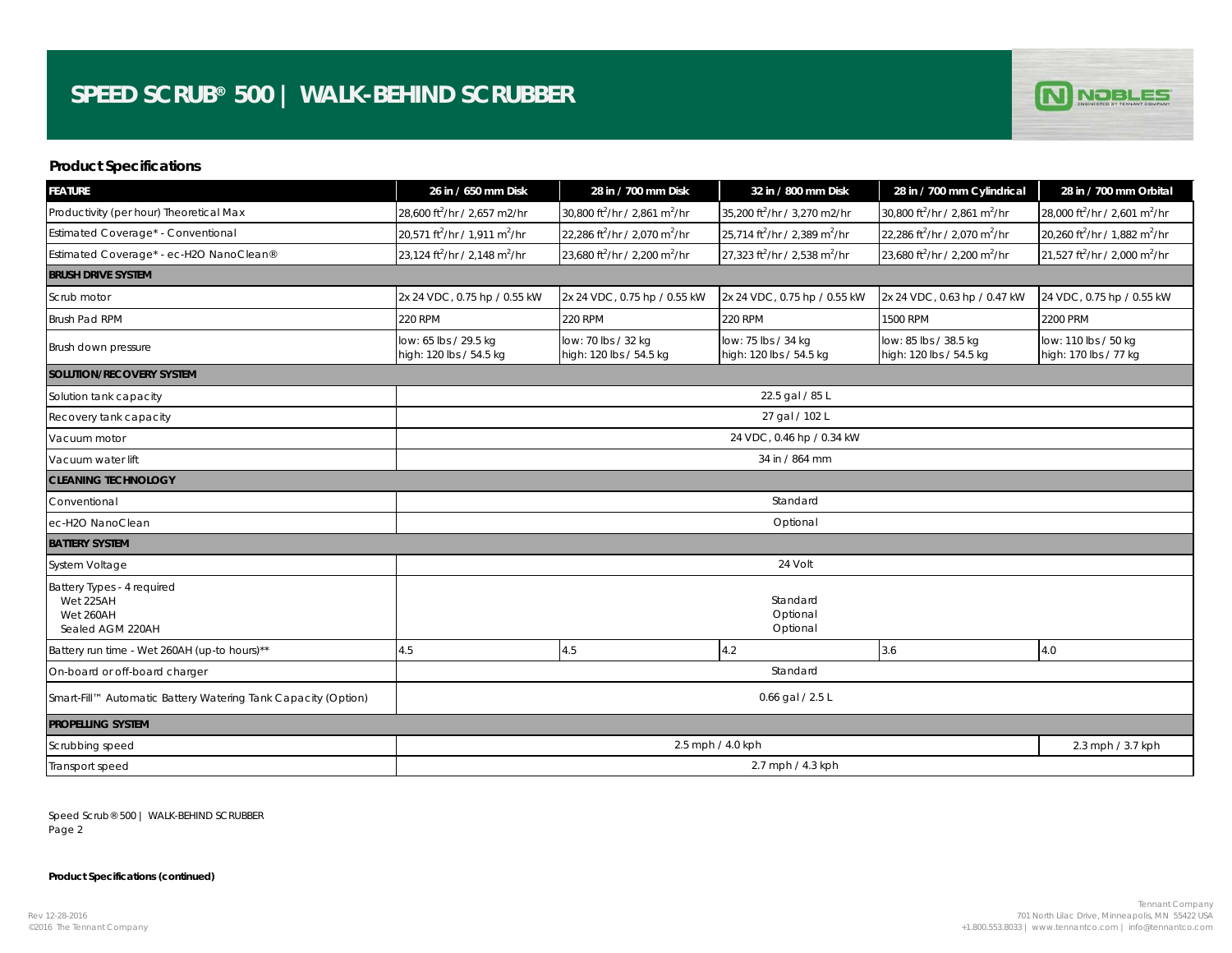# SPEED SCRUB® 500 | WALK-BEHIND SCRUBBER

NOBLES ENGINEERED BY TENNANT COMPANY

## Product Specifications

| FEATURE | 26 in / 650 mm Disk | 28 in / 700 mm Disk | 32 in / 800 mm Disk | 28 in / 700 mm Cylindrical | 28 in / 700 mm Orbital |
|---|---|---|---|---|---|
| Productivity (per hour) Theoretical Max | 28,600 $ft^2$/hr / 2,657 m2/hr | 30,800 $ft^2$/hr / 2,861 $m^2$/hr | 35,200 $ft^2$/hr / 3,270 m2/hr | 30,800 $ft^2$/hr / 2,861 $m^2$/hr | 28,000 $ft^2$/hr / 2,601 $m^2$/hr |
| Estimated Coverage* - Conventional | 20,571 $ft^2$/hr / 1,911 $m^2$/hr | 22,286 $ft^2$/hr / 2,070 $m^2$/hr | 25,714 $ft^2$/hr / 2,389 $m^2$/hr | 22,286 $ft^2$/hr / 2,070 $m^2$/hr | 20,260 $ft^2$/hr / 1,882 $m^2$/hr |
| Estimated Coverage* - ec-H2O NanoClean® | 23,124 $ft^2$/hr / 2,148 $m^2$/hr | 23,680 $ft^2$/hr / 2,200 $m^2$/hr | 27,323 $ft^2$/hr / 2,538 $m^2$/hr | 23,680 $ft^2$/hr / 2,200 $m^2$/hr | 21,527 $ft^2$/hr / 2,000 $m^2$/hr |
| **BRUSH DRIVE SYSTEM** | | | | | |
| Scrub motor | 2x 24 VDC, 0.75 hp / 0.55 kW | 2x 24 VDC, 0.75 hp / 0.55 kW | 2x 24 VDC, 0.75 hp / 0.55 kW | 2x 24 VDC, 0.63 hp / 0.47 kW | 24 VDC, 0.75 hp / 0.55 kW |
| Brush Pad RPM | 220 RPM | 220 RPM | 220 RPM | 1500 RPM | 2200 PRM |
| Brush down pressure | low: 65 lbs / 29.5 kg<br>high: 120 lbs / 54.5 kg | low: 70 lbs / 32 kg<br>high: 120 lbs / 54.5 kg | low: 75 lbs / 34 kg<br>high: 120 lbs / 54.5 kg | low: 85 lbs / 38.5 kg<br>high: 120 lbs / 54.5 kg | low: 110 lbs / 50 kg<br>high: 170 lbs / 77 kg |
| **SOLUTION/RECOVERY SYSTEM** | | | | | |
| Solution tank capacity | 22.5 gal / 85 L | | | | |
| Recovery tank capacity | 27 gal / 102 L | | | | |
| Vacuum motor | 24 VDC, 0.46 hp / 0.34 kW | | | | |
| Vacuum water lift | 34 in / 864 mm | | | | |
| **CLEANING TECHNOLOGY** | | | | | |
| Conventional | Standard | | | | |
| ec-H2O NanoClean | Optional | | | | |
| **BATTERY SYSTEM** | | | | | |
| System Voltage | 24 Volt | | | | |
| Battery Types - 4 required<br>Wet 225AH<br>Wet 260AH<br>Sealed AGM 220AH | <br>Standard<br>Optional<br>Optional | | | | |
| Battery run time - Wet 260AH (up-to hours)** | 4.5 | 4.5 | 4.2 | 3.6 | 4.0 |
| On-board or off-board charger | Standard | | | | |
| Smart-Fill™ Automatic Battery Watering Tank Capacity (Option) | 0.66 gal / 2.5 L | | | | |
| **PROPELLING SYSTEM** | | | | | |
| Scrubbing speed | 2.5 mph / 4.0 kph | | | | 2.3 mph / 3.7 kph |
| Transport speed | 2.7 mph / 4.3 kph | | | | |

Speed Scrub® 500 | WALK-BEHIND SCRUBBER
Page 2

**Product Specifications (continued)**

Rev 12-28-2016
©2016 The Tennant Company

Tennant Company
701 North Lilac Drive, Minneapolis, MN 55422 USA
+1.800.553.8033 | www.tennantco.com | info@tennantco.com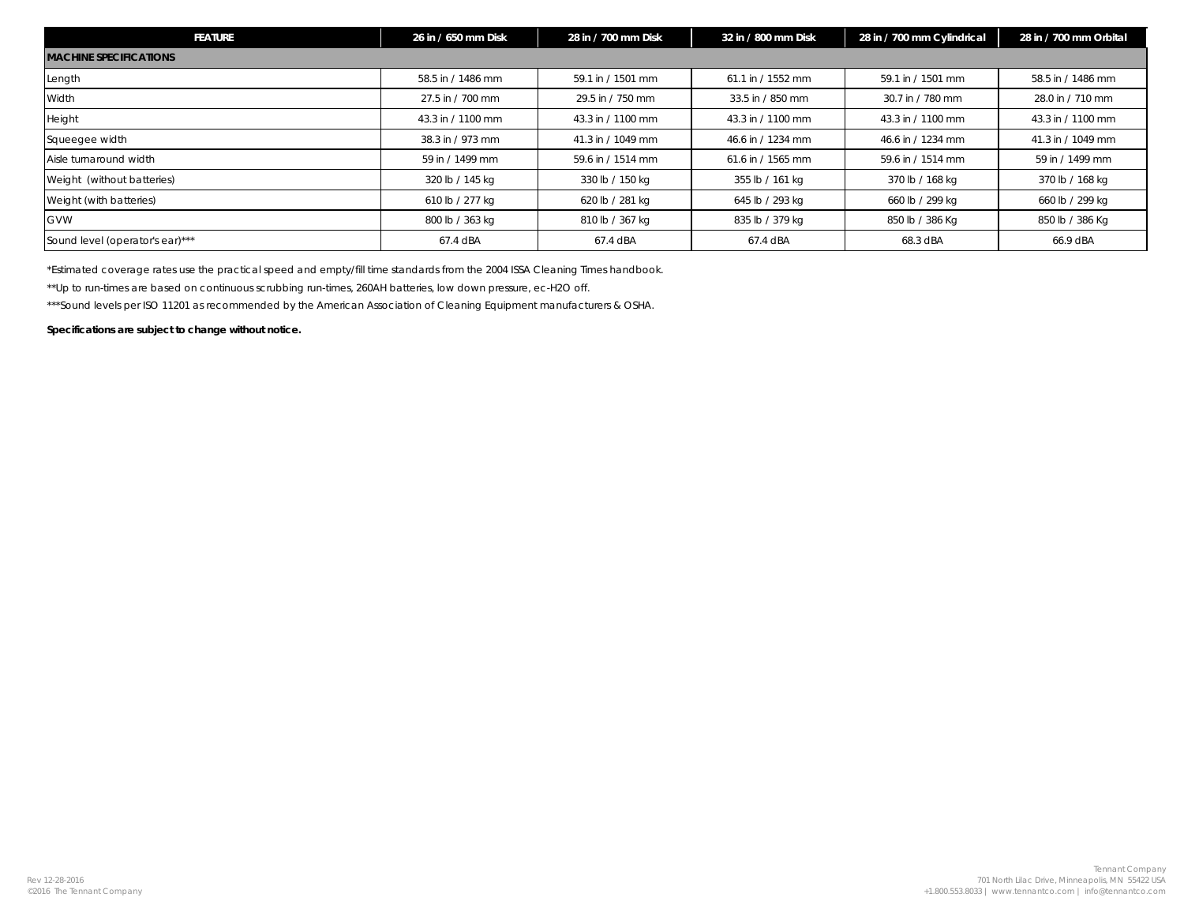| FEATURE | 26 in / 650 mm Disk | 28 in / 700 mm Disk | 32 in / 800 mm Disk | 28 in / 700 mm Cylindrical | 28 in / 700 mm Orbital |
| --- | --- | --- | --- | --- | --- |
| **MACHINE SPECIFICATIONS** | | | | | |
| Length | 58.5 in / 1486 mm | 59.1 in / 1501 mm | 61.1 in / 1552 mm | 59.1 in / 1501 mm | 58.5 in / 1486 mm |
| Width | 27.5 in / 700 mm | 29.5 in / 750 mm | 33.5 in / 850 mm | 30.7 in / 780 mm | 28.0 in / 710 mm |
| Height | 43.3 in / 1100 mm | 43.3 in / 1100 mm | 43.3 in / 1100 mm | 43.3 in / 1100 mm | 43.3 in / 1100 mm |
| Squeegee width | 38.3 in / 973 mm | 41.3 in / 1049 mm | 46.6 in / 1234 mm | 46.6 in / 1234 mm | 41.3 in / 1049 mm |
| Aisle turnaround width | 59 in / 1499 mm | 59.6 in / 1514 mm | 61.6 in / 1565 mm | 59.6 in / 1514 mm | 59 in / 1499 mm |
| Weight (without batteries) | 320 lb / 145 kg | 330 lb / 150 kg | 355 lb / 161 kg | 370 lb / 168 kg | 370 lb / 168 kg |
| Weight (with batteries) | 610 lb / 277 kg | 620 lb / 281 kg | 645 lb / 293 kg | 660 lb / 299 kg | 660 lb / 299 kg |
| GVW | 800 lb / 363 kg | 810 lb / 367 kg | 835 lb / 379 kg | 850 lb / 386 Kg | 850 lb / 386 Kg |
| Sound level (operator's ear)*** | 67.4 dBA | 67.4 dBA | 67.4 dBA | 68.3 dBA | 66.9 dBA |

*Estimated coverage rates use the practical speed and empty/fill time standards from the 2004 ISSA Cleaning Times handbook.

**Up to run-times are based on continuous scrubbing run-times, 260AH batteries, low down pressure, ec-H2O off.

***Sound levels per ISO 11201 as recommended by the American Association of Cleaning Equipment manufacturers & OSHA.

**Specifications are subject to change without notice.**

Rev 12-28-2016
©2016 The Tennant Company

Tennant Company
701 North Lilac Drive, Minneapolis, MN 55422 USA
+1.800.553.8033 | www.tennantco.com | info@tennantco.com